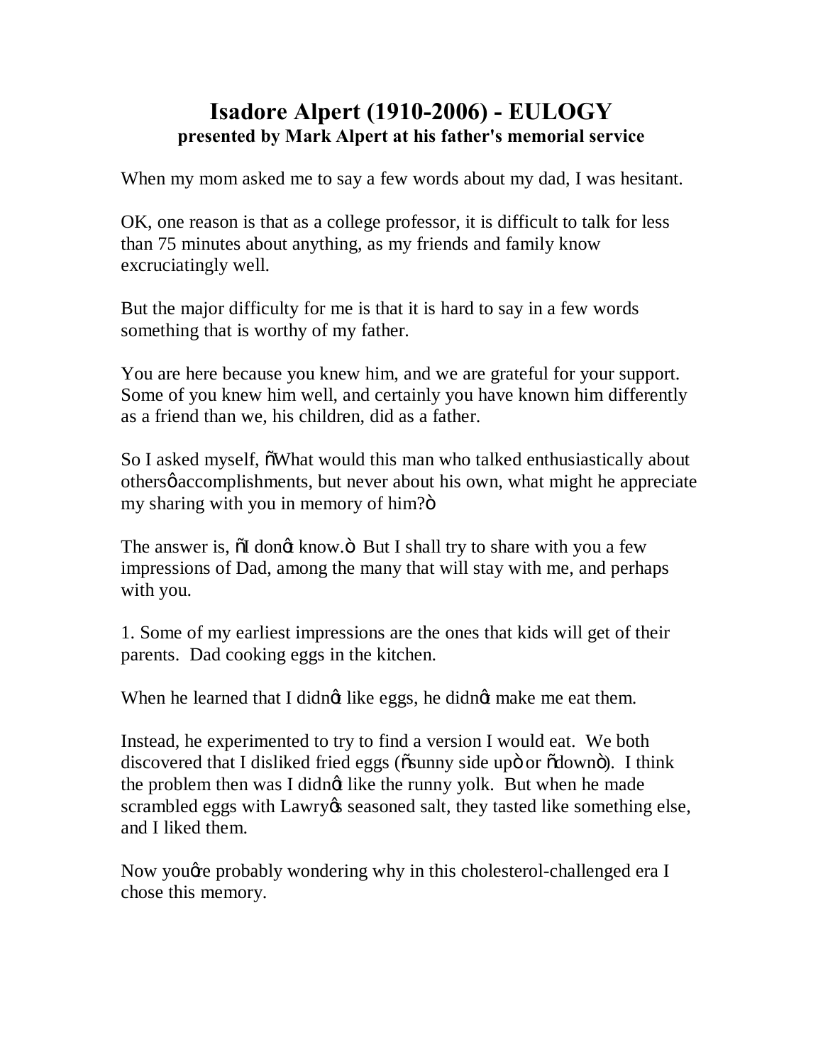# Isadore Alpert (1910-2006) - EULOGY

**presented by Mark Alpert at his father's memorial service**

When my mom asked me to say a few words about my dad, I was hesitant.

OK, one reason is that as a college professor, it is difficult to talk for less than 75 minutes about anything, as my friends and family know excruciatingly well.

But the major difficulty for me is that it is hard to say in a few words something that is worthy of my father.

You are here because you knew him, and we are grateful for your support. Some of you knew him well, and certainly you have known him differently as a friend than we, his children, did as a father.

So I asked myself, "What would this man who talked enthusiastically about others' accomplishments, but never about his own, what might he appreciate my sharing with you in memory of him?"

The answer is, "I don't know." But I shall try to share with you a few impressions of Dad, among the many that will stay with me, and perhaps with you.

1. Some of my earliest impressions are the ones that kids will get of their parents. Dad cooking eggs in the kitchen.

When he learned that I didn't like eggs, he didn't make me eat them.

Instead, he experimented to try to find a version I would eat. We both discovered that I disliked fried eggs ("sunny side up" or "down"). I think the problem then was I didn't like the runny yolk. But when he made scrambled eggs with Lawry's seasoned salt, they tasted like something else, and I liked them.

Now you're probably wondering why in this cholesterol-challenged era I chose this memory.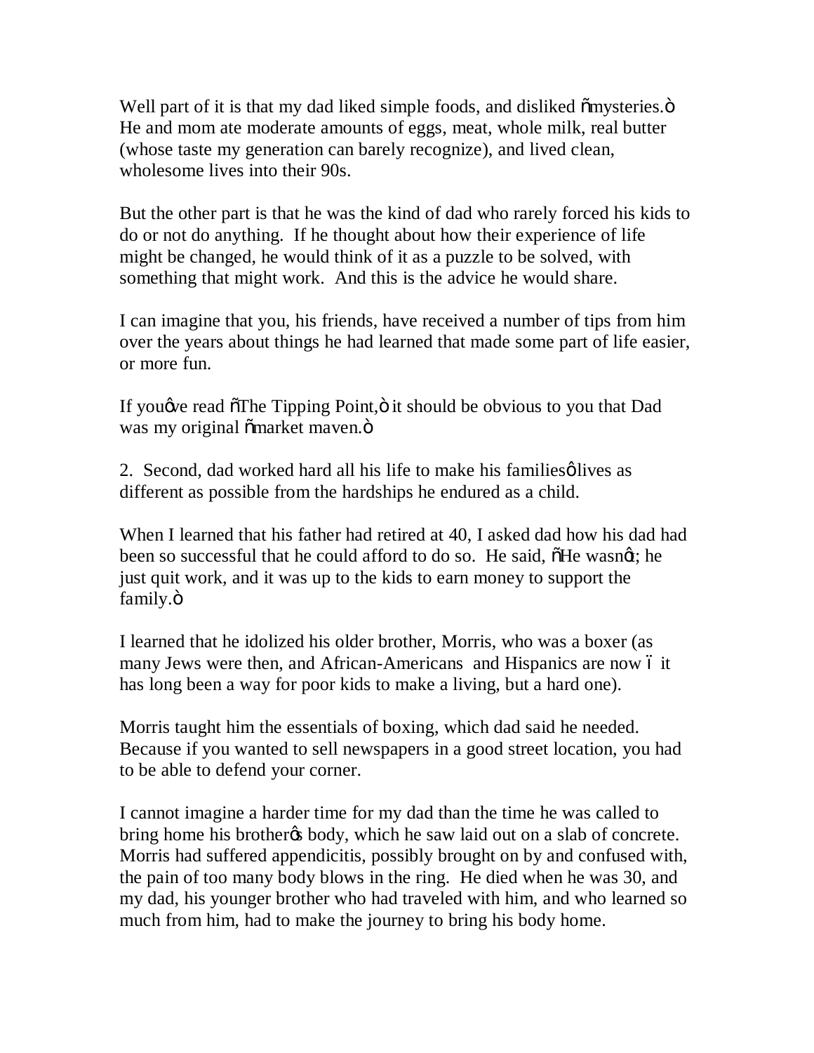Well part of it is that my dad liked simple foods, and disliked "mysteries." He and mom ate moderate amounts of eggs, meat, whole milk, real butter (whose taste my generation can barely recognize), and lived clean, wholesome lives into their 90s.

But the other part is that he was the kind of dad who rarely forced his kids to do or not do anything. If he thought about how their experience of life might be changed, he would think of it as a puzzle to be solved, with something that might work. And this is the advice he would share.

I can imagine that you, his friends, have received a number of tips from him over the years about things he had learned that made some part of life easier, or more fun.

If you've read "The Tipping Point," it should be obvious to you that Dad was my original "market maven."

2. Second, dad worked hard all his life to make his families' lives as different as possible from the hardships he endured as a child.

When I learned that his father had retired at 40, I asked dad how his dad had been so successful that he could afford to do so. He said, "He wasn't; he just quit work, and it was up to the kids to earn money to support the family."

I learned that he idolized his older brother, Morris, who was a boxer (as many Jews were then, and African-Americans and Hispanics are now – it has long been a way for poor kids to make a living, but a hard one).

Morris taught him the essentials of boxing, which dad said he needed. Because if you wanted to sell newspapers in a good street location, you had to be able to defend your corner.

I cannot imagine a harder time for my dad than the time he was called to bring home his brother's body, which he saw laid out on a slab of concrete. Morris had suffered appendicitis, possibly brought on by and confused with, the pain of too many body blows in the ring. He died when he was 30, and my dad, his younger brother who had traveled with him, and who learned so much from him, had to make the journey to bring his body home.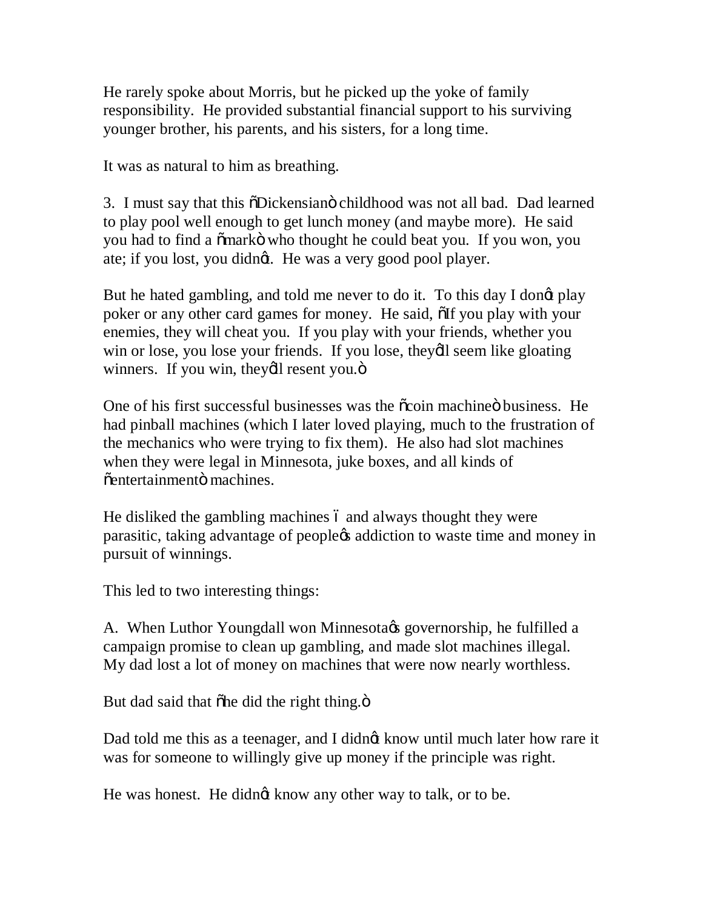He rarely spoke about Morris, but he picked up the yoke of family responsibility. He provided substantial financial support to his surviving younger brother, his parents, and his sisters, for a long time.

It was as natural to him as breathing.

3. I must say that this "Dickensian" childhood was not all bad. Dad learned to play pool well enough to get lunch money (and maybe more). He said you had to find a "mark" who thought he could beat you. If you won, you ate; if you lost, you didn't. He was a very good pool player.

But he hated gambling, and told me never to do it. To this day I don't play poker or any other card games for money. He said, "If you play with your enemies, they will cheat you. If you play with your friends, whether you win or lose, you lose your friends. If you lose, they'll seem like gloating winners. If you win, they'll resent you."

One of his first successful businesses was the "coin machine" business. He had pinball machines (which I later loved playing, much to the frustration of the mechanics who were trying to fix them). He also had slot machines when they were legal in Minnesota, juke boxes, and all kinds of "entertainment" machines.

He disliked the gambling machines – and always thought they were parasitic, taking advantage of people's addiction to waste time and money in pursuit of winnings.

This led to two interesting things:

A. When Luthor Youngdall won Minnesota's governorship, he fulfilled a campaign promise to clean up gambling, and made slot machines illegal. My dad lost a lot of money on machines that were now nearly worthless.

But dad said that "he did the right thing."

Dad told me this as a teenager, and I didn't know until much later how rare it was for someone to willingly give up money if the principle was right.

He was honest. He didn't know any other way to talk, or to be.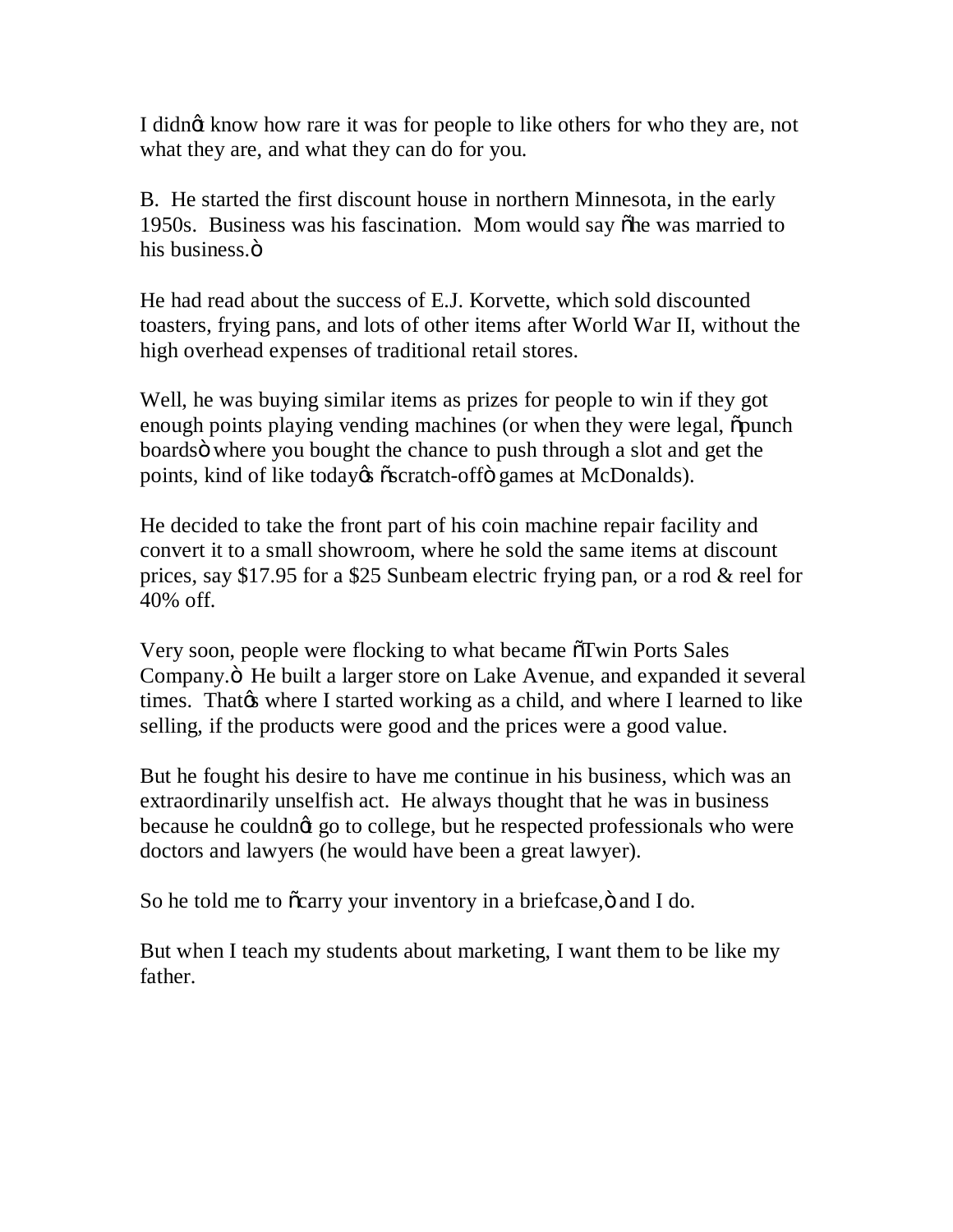I didn't know how rare it was for people to like others for who they are, not what they are, and what they can do for you.

B. He started the first discount house in northern Minnesota, in the early 1950s. Business was his fascination. Mom would say "he was married to his business."

He had read about the success of E.J. Korvette, which sold discounted toasters, frying pans, and lots of other items after World War II, without the high overhead expenses of traditional retail stores.

Well, he was buying similar items as prizes for people to win if they got enough points playing vending machines (or when they were legal, "punch boards" where you bought the chance to push through a slot and get the points, kind of like today's "scratch-off" games at McDonalds).

He decided to take the front part of his coin machine repair facility and convert it to a small showroom, where he sold the same items at discount prices, say $17.95 for a $25 Sunbeam electric frying pan, or a rod & reel for 40% off.

Very soon, people were flocking to what became "Twin Ports Sales Company." He built a larger store on Lake Avenue, and expanded it several times. That's where I started working as a child, and where I learned to like selling, if the products were good and the prices were a good value.

But he fought his desire to have me continue in his business, which was an extraordinarily unselfish act. He always thought that he was in business because he couldn't go to college, but he respected professionals who were doctors and lawyers (he would have been a great lawyer).

So he told me to "carry your inventory in a briefcase," and I do.

But when I teach my students about marketing, I want them to be like my father.